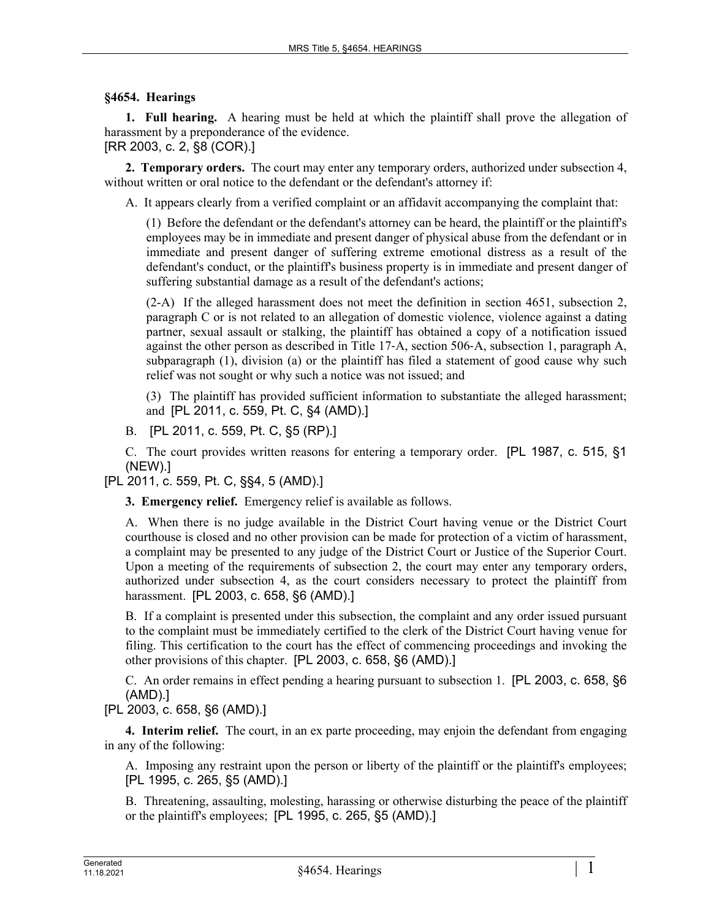## §4654. Hearings

**1. Full hearing.** A hearing must be held at which the plaintiff shall prove the allegation of harassment by a preponderance of the evidence.
[RR 2003, c. 2, §8 (COR).]

**2. Temporary orders.** The court may enter any temporary orders, authorized under subsection 4, without written or oral notice to the defendant or the defendant's attorney if:

A. It appears clearly from a verified complaint or an affidavit accompanying the complaint that:

(1) Before the defendant or the defendant's attorney can be heard, the plaintiff or the plaintiff's employees may be in immediate and present danger of physical abuse from the defendant or in immediate and present danger of suffering extreme emotional distress as a result of the defendant's conduct, or the plaintiff's business property is in immediate and present danger of suffering substantial damage as a result of the defendant's actions;

(2-A) If the alleged harassment does not meet the definition in section 4651, subsection 2, paragraph C or is not related to an allegation of domestic violence, violence against a dating partner, sexual assault or stalking, the plaintiff has obtained a copy of a notification issued against the other person as described in Title 17-A, section 506-A, subsection 1, paragraph A, subparagraph (1), division (a) or the plaintiff has filed a statement of good cause why such relief was not sought or why such a notice was not issued; and

(3) The plaintiff has provided sufficient information to substantiate the alleged harassment; and [PL 2011, c. 559, Pt. C, §4 (AMD).]

B. [PL 2011, c. 559, Pt. C, §5 (RP).]

C. The court provides written reasons for entering a temporary order. [PL 1987, c. 515, §1 (NEW).]

[PL 2011, c. 559, Pt. C, §§4, 5 (AMD).]

**3. Emergency relief.** Emergency relief is available as follows.

A. When there is no judge available in the District Court having venue or the District Court courthouse is closed and no other provision can be made for protection of a victim of harassment, a complaint may be presented to any judge of the District Court or Justice of the Superior Court. Upon a meeting of the requirements of subsection 2, the court may enter any temporary orders, authorized under subsection 4, as the court considers necessary to protect the plaintiff from harassment. [PL 2003, c. 658, §6 (AMD).]

B. If a complaint is presented under this subsection, the complaint and any order issued pursuant to the complaint must be immediately certified to the clerk of the District Court having venue for filing. This certification to the court has the effect of commencing proceedings and invoking the other provisions of this chapter. [PL 2003, c. 658, §6 (AMD).]

C. An order remains in effect pending a hearing pursuant to subsection 1. [PL 2003, c. 658, §6 (AMD).]

[PL 2003, c. 658, §6 (AMD).]

**4. Interim relief.** The court, in an ex parte proceeding, may enjoin the defendant from engaging in any of the following:

A. Imposing any restraint upon the person or liberty of the plaintiff or the plaintiff's employees; [PL 1995, c. 265, §5 (AMD).]

B. Threatening, assaulting, molesting, harassing or otherwise disturbing the peace of the plaintiff or the plaintiff's employees; [PL 1995, c. 265, §5 (AMD).]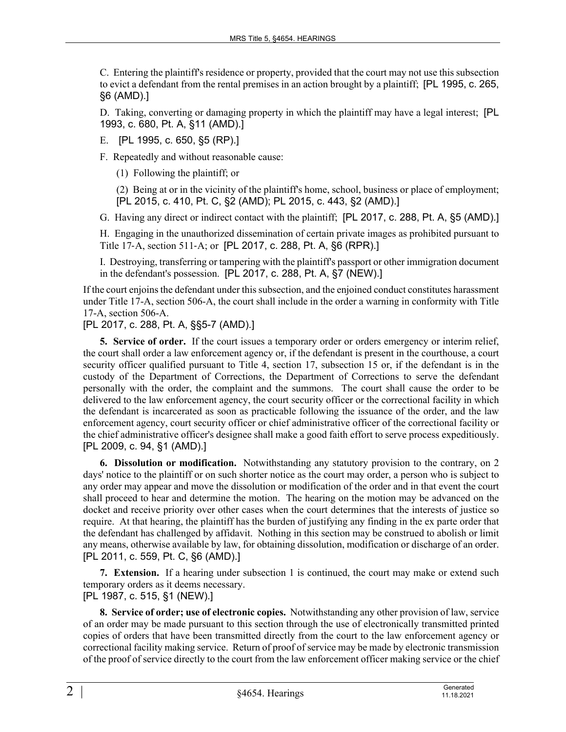C. Entering the plaintiff's residence or property, provided that the court may not use this subsection to evict a defendant from the rental premises in an action brought by a plaintiff; [PL 1995, c. 265, §6 (AMD).]

D. Taking, converting or damaging property in which the plaintiff may have a legal interest; [PL 1993, c. 680, Pt. A, §11 (AMD).]

E. [PL 1995, c. 650, §5 (RP).]

F. Repeatedly and without reasonable cause:

(1) Following the plaintiff; or

(2) Being at or in the vicinity of the plaintiff's home, school, business or place of employment; [PL 2015, c. 410, Pt. C, §2 (AMD); PL 2015, c. 443, §2 (AMD).]

G. Having any direct or indirect contact with the plaintiff; [PL 2017, c. 288, Pt. A, §5 (AMD).]

H. Engaging in the unauthorized dissemination of certain private images as prohibited pursuant to Title 17-A, section 511-A; or [PL 2017, c. 288, Pt. A, §6 (RPR).]

I. Destroying, transferring or tampering with the plaintiff's passport or other immigration document in the defendant's possession. [PL 2017, c. 288, Pt. A, §7 (NEW).]

If the court enjoins the defendant under this subsection, and the enjoined conduct constitutes harassment under Title 17-A, section 506-A, the court shall include in the order a warning in conformity with Title 17-A, section 506-A.

[PL 2017, c. 288, Pt. A, §§5-7 (AMD).]

**5. Service of order.** If the court issues a temporary order or orders emergency or interim relief, the court shall order a law enforcement agency or, if the defendant is present in the courthouse, a court security officer qualified pursuant to Title 4, section 17, subsection 15 or, if the defendant is in the custody of the Department of Corrections, the Department of Corrections to serve the defendant personally with the order, the complaint and the summons. The court shall cause the order to be delivered to the law enforcement agency, the court security officer or the correctional facility in which the defendant is incarcerated as soon as practicable following the issuance of the order, and the law enforcement agency, court security officer or chief administrative officer of the correctional facility or the chief administrative officer's designee shall make a good faith effort to serve process expeditiously.

[PL 2009, c. 94, §1 (AMD).]

**6. Dissolution or modification.** Notwithstanding any statutory provision to the contrary, on 2 days' notice to the plaintiff or on such shorter notice as the court may order, a person who is subject to any order may appear and move the dissolution or modification of the order and in that event the court shall proceed to hear and determine the motion. The hearing on the motion may be advanced on the docket and receive priority over other cases when the court determines that the interests of justice so require. At that hearing, the plaintiff has the burden of justifying any finding in the ex parte order that the defendant has challenged by affidavit. Nothing in this section may be construed to abolish or limit any means, otherwise available by law, for obtaining dissolution, modification or discharge of an order.

[PL 2011, c. 559, Pt. C, §6 (AMD).]

**7. Extension.** If a hearing under subsection 1 is continued, the court may make or extend such temporary orders as it deems necessary.

[PL 1987, c. 515, §1 (NEW).]

**8. Service of order; use of electronic copies.** Notwithstanding any other provision of law, service of an order may be made pursuant to this section through the use of electronically transmitted printed copies of orders that have been transmitted directly from the court to the law enforcement agency or correctional facility making service. Return of proof of service may be made by electronic transmission of the proof of service directly to the court from the law enforcement officer making service or the chief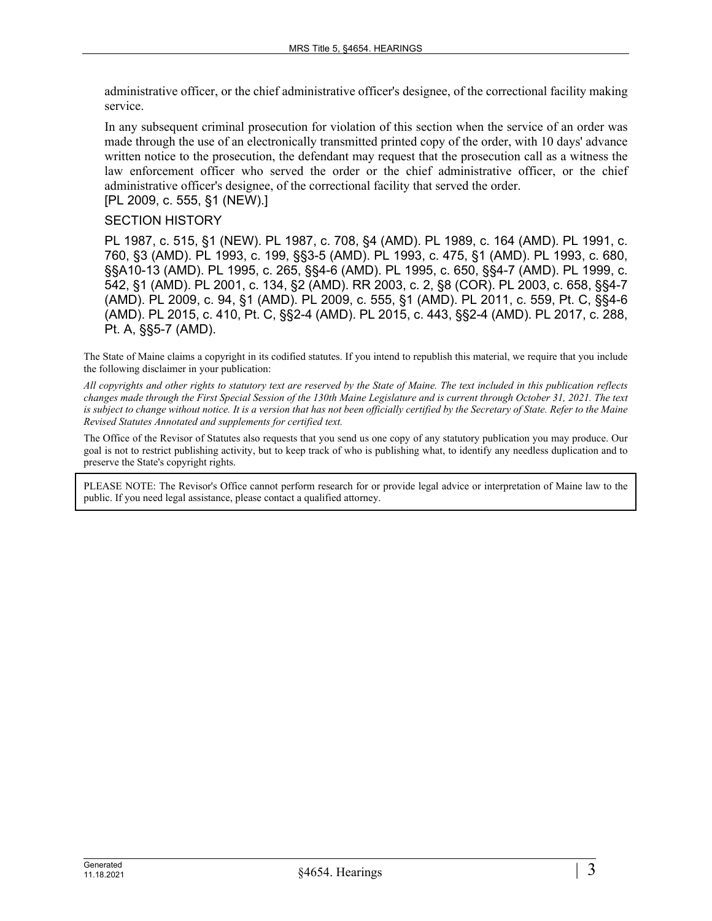administrative officer, or the chief administrative officer's designee, of the correctional facility making service.

In any subsequent criminal prosecution for violation of this section when the service of an order was made through the use of an electronically transmitted printed copy of the order, with 10 days' advance written notice to the prosecution, the defendant may request that the prosecution call as a witness the law enforcement officer who served the order or the chief administrative officer, or the chief administrative officer's designee, of the correctional facility that served the order.

[PL 2009, c. 555, §1 (NEW).]

SECTION HISTORY

PL 1987, c. 515, §1 (NEW). PL 1987, c. 708, §4 (AMD). PL 1989, c. 164 (AMD). PL 1991, c. 760, §3 (AMD). PL 1993, c. 199, §§3-5 (AMD). PL 1993, c. 475, §1 (AMD). PL 1993, c. 680, §§A10-13 (AMD). PL 1995, c. 265, §§4-6 (AMD). PL 1995, c. 650, §§4-7 (AMD). PL 1999, c. 542, §1 (AMD). PL 2001, c. 134, §2 (AMD). RR 2003, c. 2, §8 (COR). PL 2003, c. 658, §§4-7 (AMD). PL 2009, c. 94, §1 (AMD). PL 2009, c. 555, §1 (AMD). PL 2011, c. 559, Pt. C, §§4-6 (AMD). PL 2015, c. 410, Pt. C, §§2-4 (AMD). PL 2015, c. 443, §§2-4 (AMD). PL 2017, c. 288, Pt. A, §§5-7 (AMD).

The State of Maine claims a copyright in its codified statutes. If you intend to republish this material, we require that you include the following disclaimer in your publication:

*All copyrights and other rights to statutory text are reserved by the State of Maine. The text included in this publication reflects changes made through the First Special Session of the 130th Maine Legislature and is current through October 31, 2021. The text is subject to change without notice. It is a version that has not been officially certified by the Secretary of State. Refer to the Maine Revised Statutes Annotated and supplements for certified text.*

The Office of the Revisor of Statutes also requests that you send us one copy of any statutory publication you may produce. Our goal is not to restrict publishing activity, but to keep track of who is publishing what, to identify any needless duplication and to preserve the State's copyright rights.

PLEASE NOTE: The Revisor's Office cannot perform research for or provide legal advice or interpretation of Maine law to the public. If you need legal assistance, please contact a qualified attorney.